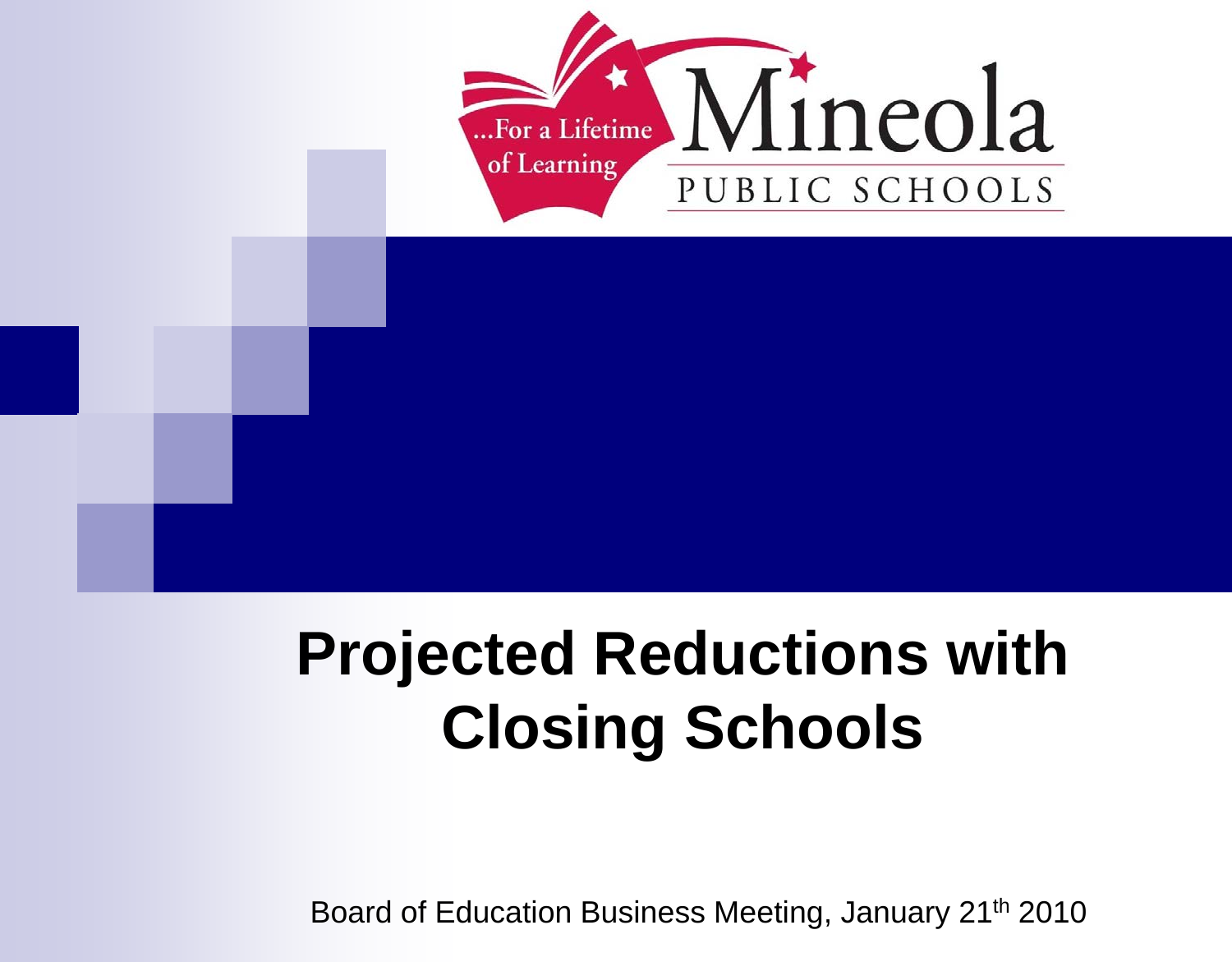...For a Lifetime of Learning

Mineola PUBLIC SCHOOLS

# Projected Reductions with Closing Schools

Board of Education Business Meeting, January 21th 2010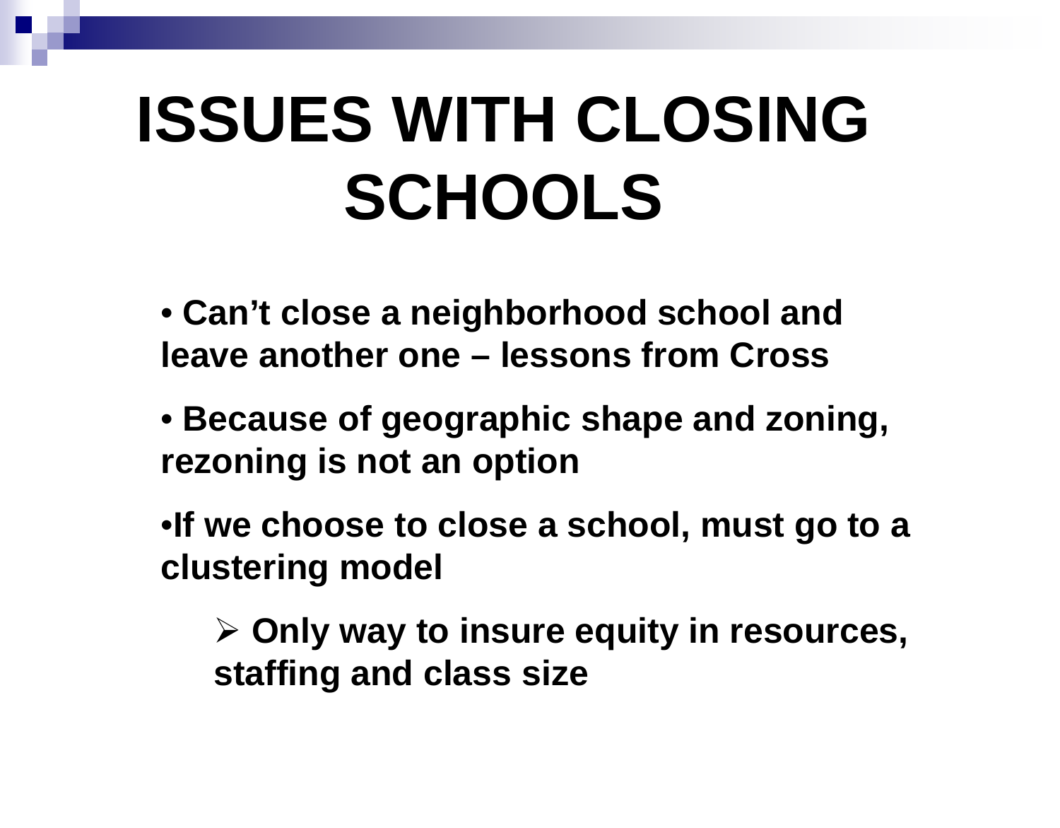# ISSUES WITH CLOSING SCHOOLS

- **Can't close a neighborhood school and leave another one – lessons from Cross**
- **Because of geographic shape and zoning, rezoning is not an option**
- **If we choose to close a school, must go to a clustering model**
  - **Only way to insure equity in resources, staffing and class size**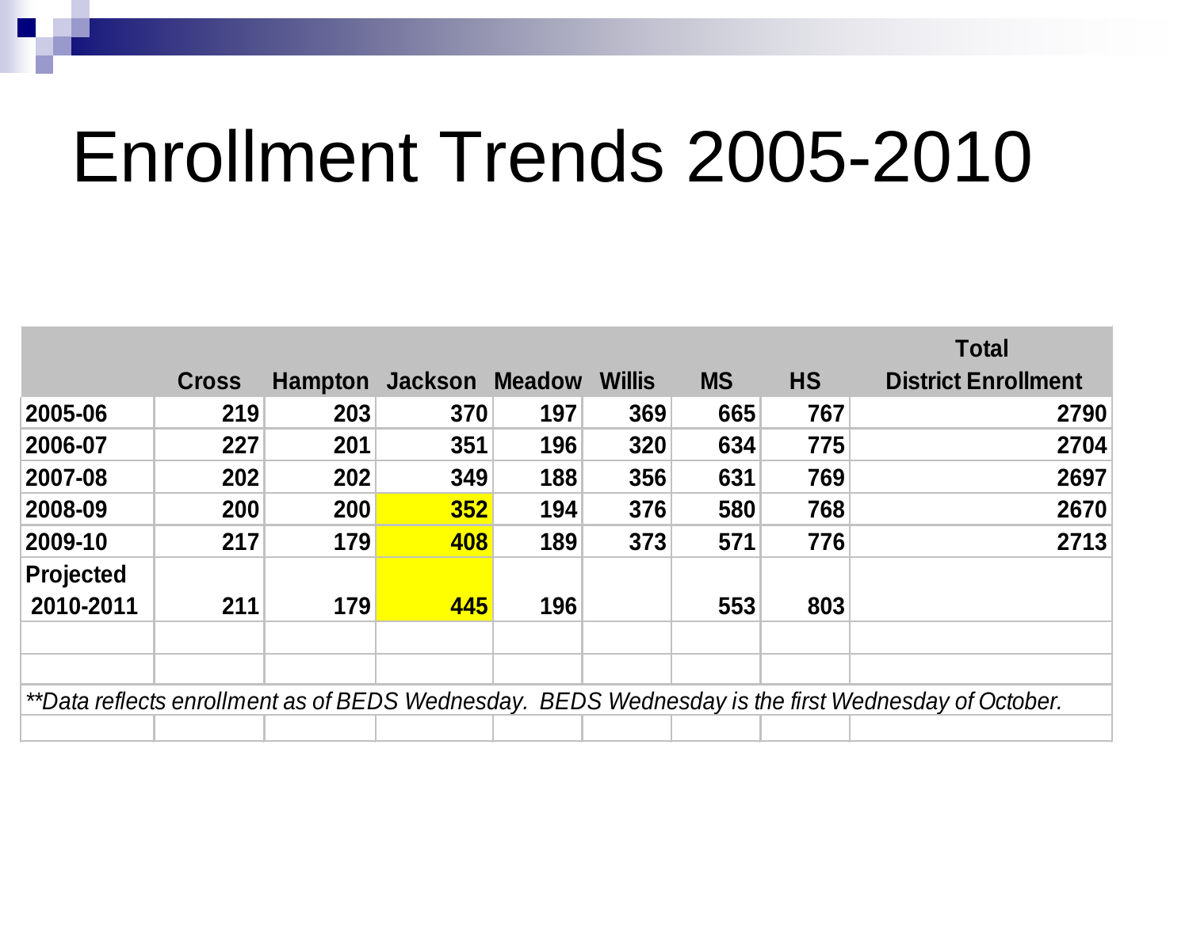# Enrollment Trends 2005-2010

| | Cross | Hampton | Jackson | Meadow | Willis | MS | HS | Total District Enrollment |
|---|---|---|---|---|---|---|---|---|
| 2005-06 | 219 | 203 | 370 | 197 | 369 | 665 | 767 | 2790 |
| 2006-07 | 227 | 201 | 351 | 196 | 320 | 634 | 775 | 2704 |
| 2007-08 | 202 | 202 | 349 | 188 | 356 | 631 | 769 | 2697 |
| 2008-09 | 200 | 200 | 352 | 194 | 376 | 580 | 768 | 2670 |
| 2009-10 | 217 | 179 | 408 | 189 | 373 | 571 | 776 | 2713 |
| Projected 2010-2011 | 211 | 179 | 445 | 196 | | 553 | 803 | |

*\*\*Data reflects enrollment as of BEDS Wednesday. BEDS Wednesday is the first Wednesday of October.*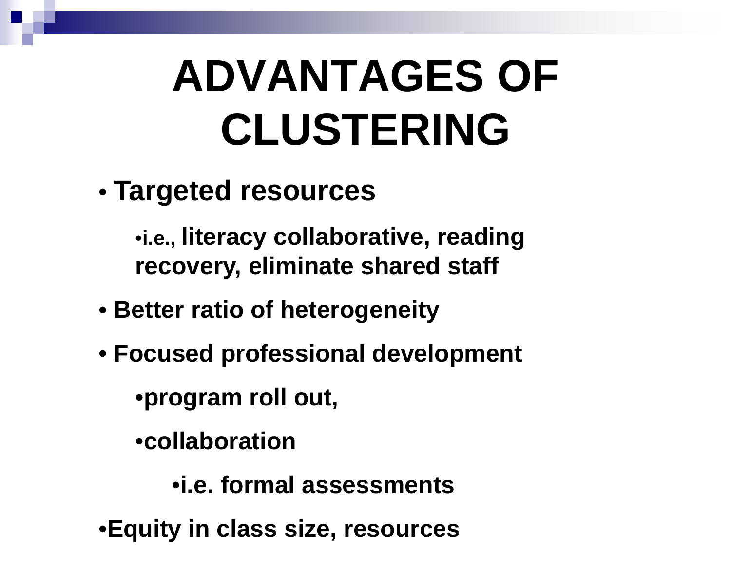# ADVANTAGES OF CLUSTERING

- **Targeted resources**
  - **i.e., literacy collaborative, reading recovery, eliminate shared staff**
- **Better ratio of heterogeneity**
- **Focused professional development**
  - **program roll out,**
  - **collaboration**
    - **i.e. formal assessments**
- **Equity in class size, resources**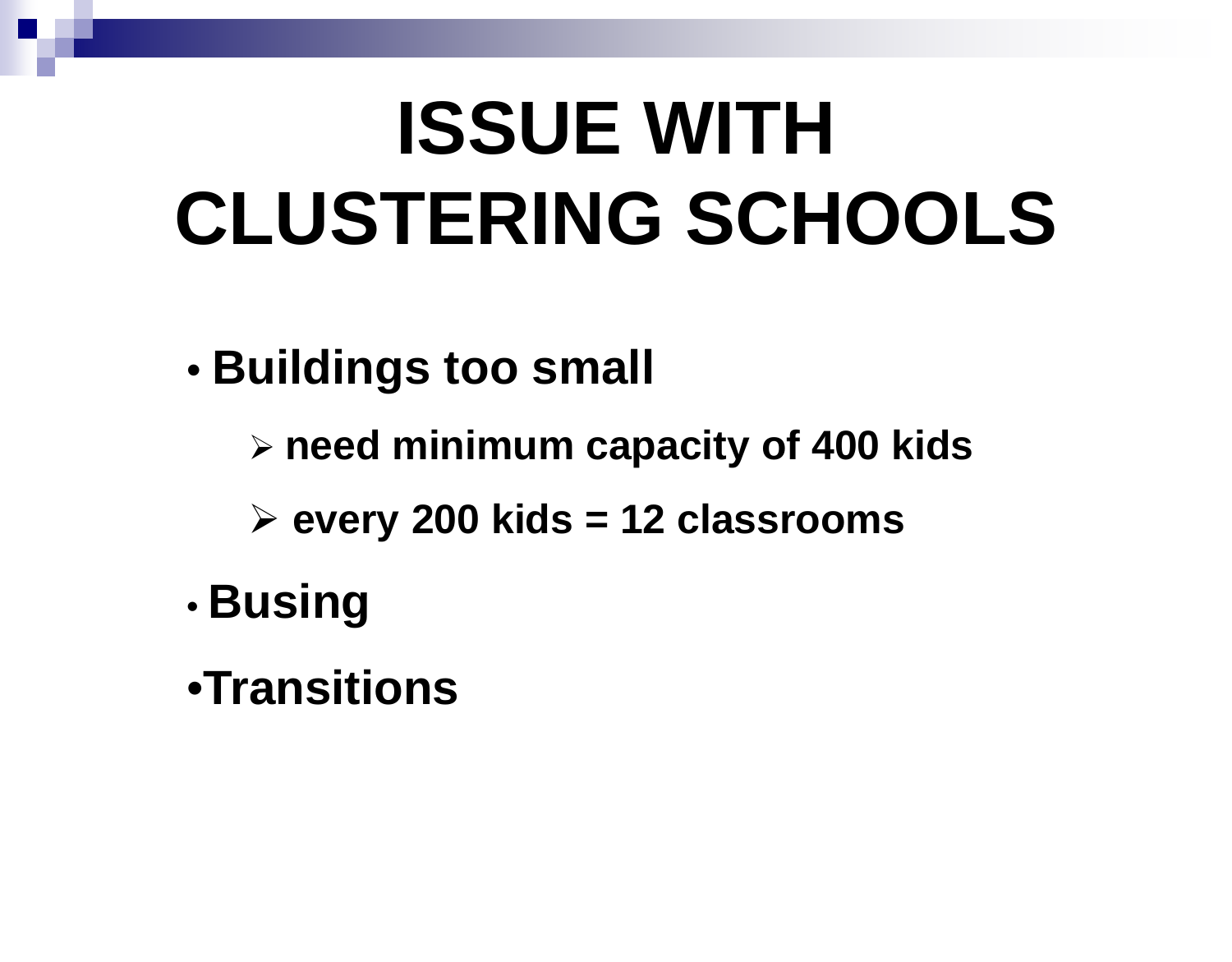# ISSUE WITH CLUSTERING SCHOOLS

- **Buildings too small**
  - **need minimum capacity of 400 kids**
  - **every 200 kids = 12 classrooms**
- **Busing**
- **Transitions**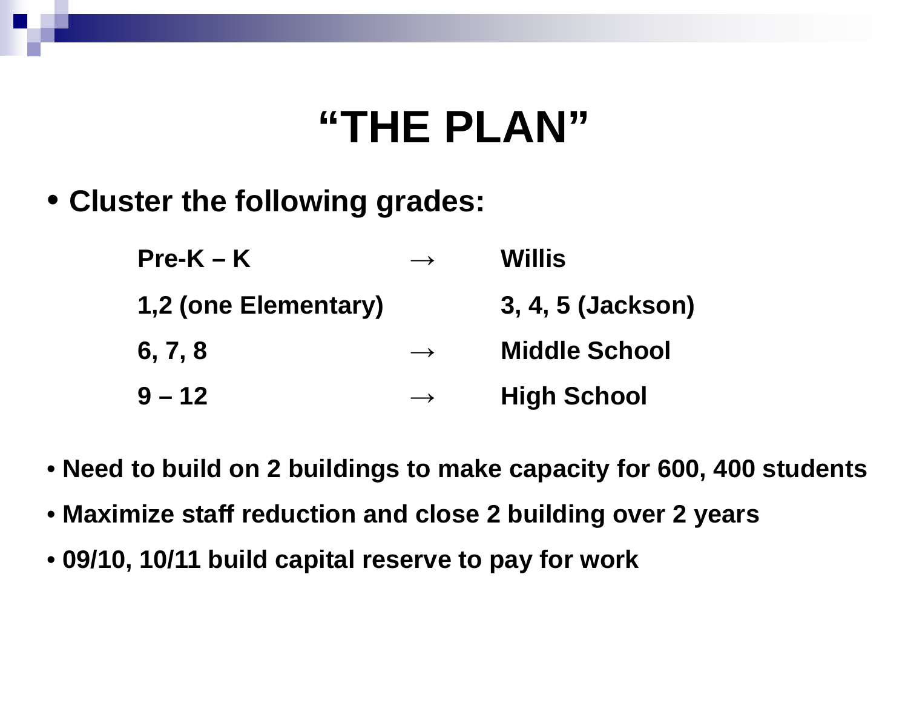# "THE PLAN"

- **Cluster the following grades:**

| | | |
|---|---|---|
| **Pre-K – K** | → | **Willis** |
| **1,2 (one Elementary)** | | **3, 4, 5 (Jackson)** |
| **6, 7, 8** | → | **Middle School** |
| **9 – 12** | → | **High School** |

- **Need to build on 2 buildings to make capacity for 600, 400 students**
- **Maximize staff reduction and close 2 building over 2 years**
- **09/10, 10/11 build capital reserve to pay for work**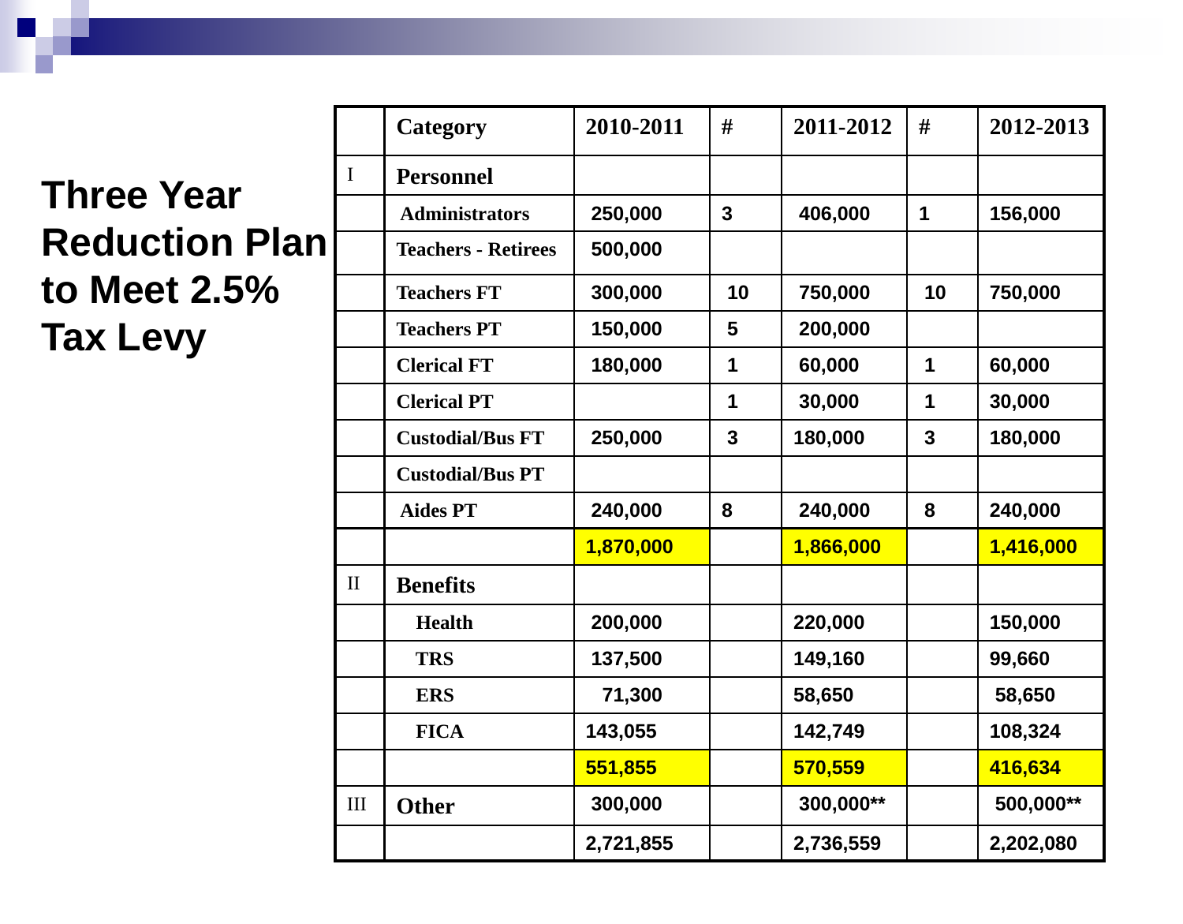# Three Year Reduction Plan to Meet 2.5% Tax Levy

| | Category | 2010-2011 | # | 2011-2012 | # | 2012-2013 |
|---|---|---|---|---|---|---|
| I | **Personnel** | | | | | |
| | Administrators | 250,000 | 3 | 406,000 | 1 | 156,000 |
| | Teachers - Retirees | 500,000 | | | | |
| | Teachers FT | 300,000 | 10 | 750,000 | 10 | 750,000 |
| | Teachers PT | 150,000 | 5 | 200,000 | | |
| | Clerical FT | 180,000 | 1 | 60,000 | 1 | 60,000 |
| | Clerical PT | | 1 | 30,000 | 1 | 30,000 |
| | Custodial/Bus FT | 250,000 | 3 | 180,000 | 3 | 180,000 |
| | Custodial/Bus PT | | | | | |
| | Aides PT | 240,000 | 8 | 240,000 | 8 | 240,000 |
| | | 1,870,000 | | 1,866,000 | | 1,416,000 |
| II | **Benefits** | | | | | |
| | Health | 200,000 | | 220,000 | | 150,000 |
| | TRS | 137,500 | | 149,160 | | 99,660 |
| | ERS | 71,300 | | 58,650 | | 58,650 |
| | FICA | 143,055 | | 142,749 | | 108,324 |
| | | 551,855 | | 570,559 | | 416,634 |
| III | **Other** | 300,000 | | 300,000** | | 500,000** |
| | | 2,721,855 | | 2,736,559 | | 2,202,080 |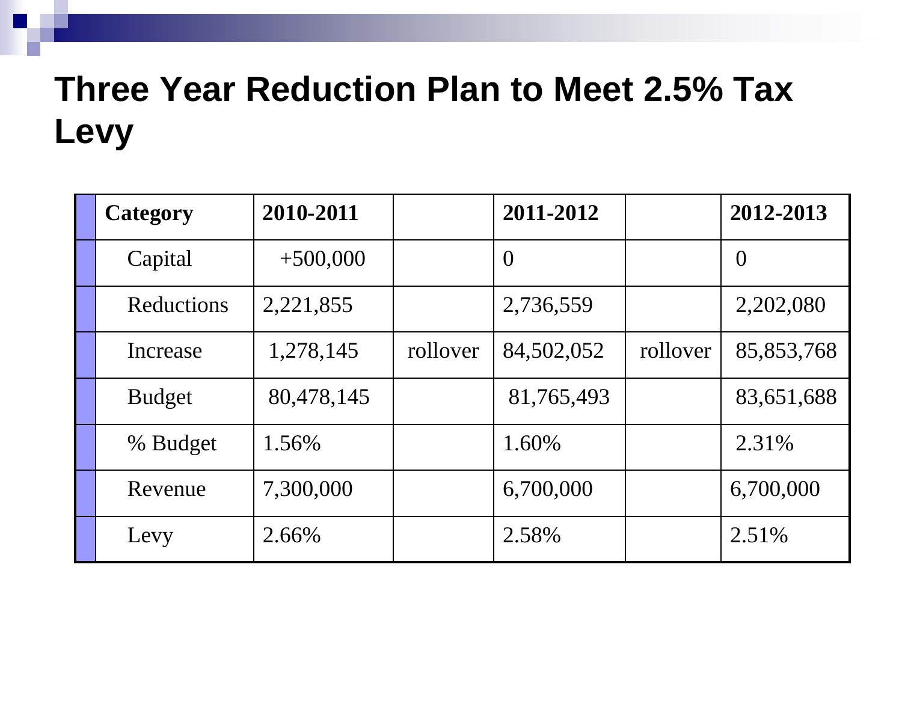# Three Year Reduction Plan to Meet 2.5% Tax Levy

| Category | 2010-2011 | | 2011-2012 | | 2012-2013 |
|---|---|---|---|---|---|
| Capital | +500,000 | | 0 | | 0 |
| Reductions | 2,221,855 | | 2,736,559 | | 2,202,080 |
| Increase | 1,278,145 | rollover | 84,502,052 | rollover | 85,853,768 |
| Budget | 80,478,145 | | 81,765,493 | | 83,651,688 |
| % Budget | 1.56% | | 1.60% | | 2.31% |
| Revenue | 7,300,000 | | 6,700,000 | | 6,700,000 |
| Levy | 2.66% | | 2.58% | | 2.51% |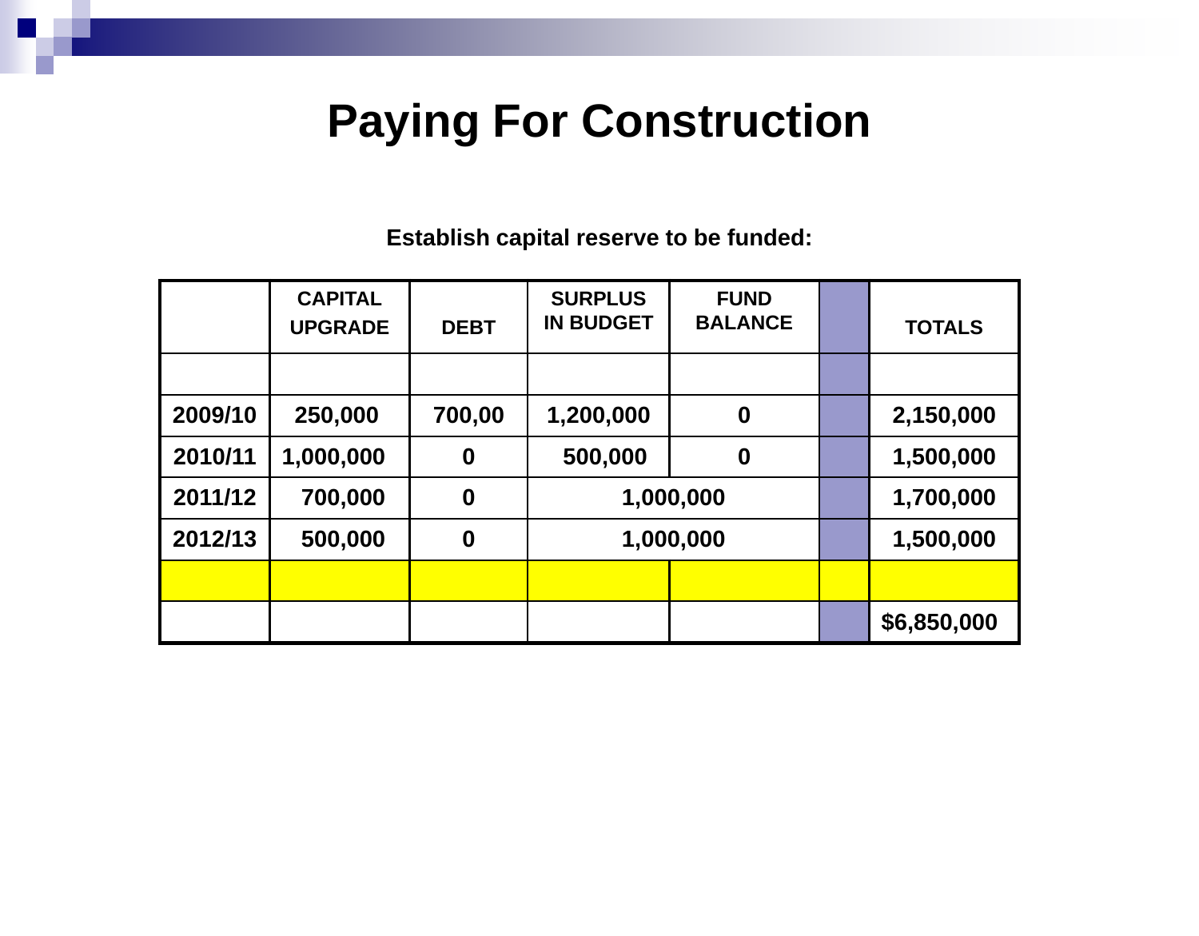# Paying For Construction

**Establish capital reserve to be funded:**

| | CAPITAL UPGRADE | DEBT | SURPLUS IN BUDGET | FUND BALANCE | | TOTALS |
|---|---|---|---|---|---|---|
| | | | | | | |
| 2009/10 | 250,000 | 700,00 | 1,200,000 | 0 | | 2,150,000 |
| 2010/11 | 1,000,000 | 0 | 500,000 | 0 | | 1,500,000 |
| 2011/12 | 700,000 | 0 | 1,000,000 | | | 1,700,000 |
| 2012/13 | 500,000 | 0 | 1,000,000 | | | 1,500,000 |
| | | | | | | |
| | | | | | | $6,850,000 |